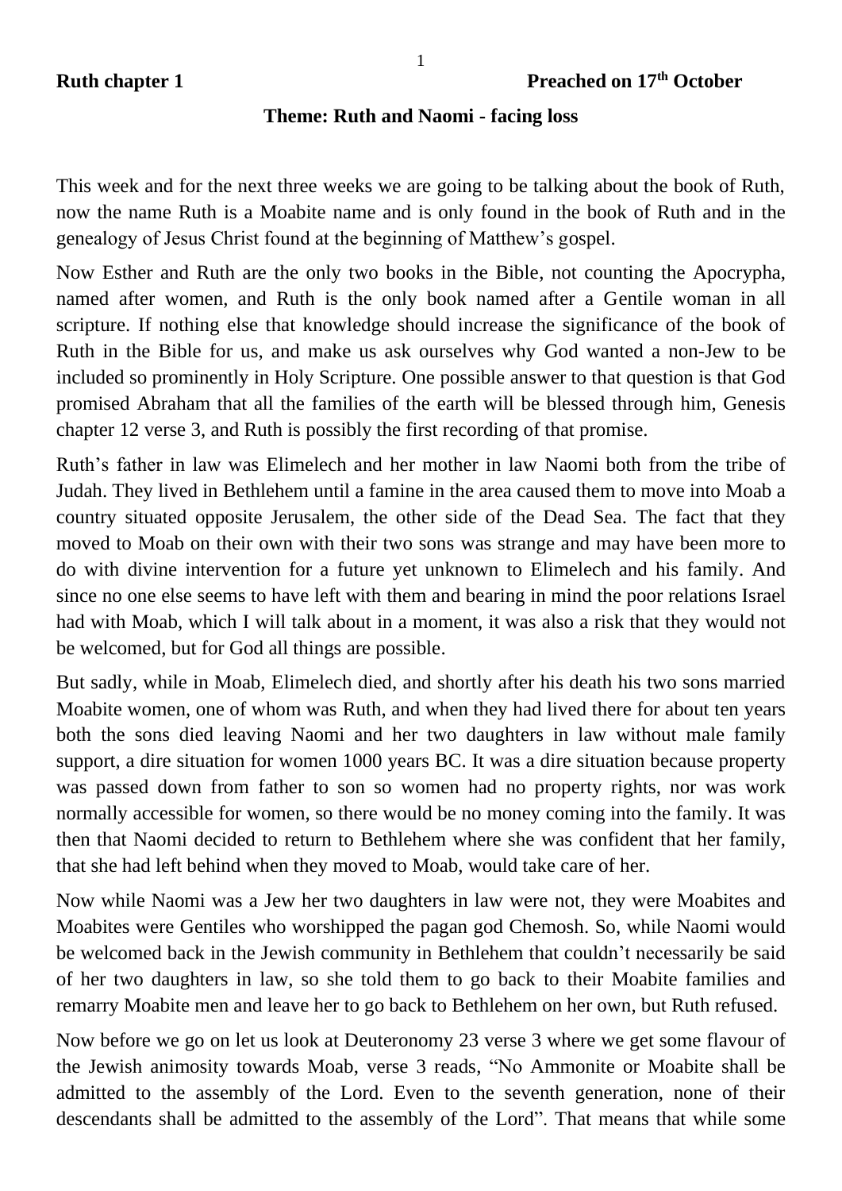**Ruth chapter 1** **Preached on 17th October**

**Theme: Ruth and Naomi - facing loss**

This week and for the next three weeks we are going to be talking about the book of Ruth, now the name Ruth is a Moabite name and is only found in the book of Ruth and in the genealogy of Jesus Christ found at the beginning of Matthew's gospel.

Now Esther and Ruth are the only two books in the Bible, not counting the Apocrypha, named after women, and Ruth is the only book named after a Gentile woman in all scripture. If nothing else that knowledge should increase the significance of the book of Ruth in the Bible for us, and make us ask ourselves why God wanted a non-Jew to be included so prominently in Holy Scripture. One possible answer to that question is that God promised Abraham that all the families of the earth will be blessed through him, Genesis chapter 12 verse 3, and Ruth is possibly the first recording of that promise.

Ruth's father in law was Elimelech and her mother in law Naomi both from the tribe of Judah. They lived in Bethlehem until a famine in the area caused them to move into Moab a country situated opposite Jerusalem, the other side of the Dead Sea. The fact that they moved to Moab on their own with their two sons was strange and may have been more to do with divine intervention for a future yet unknown to Elimelech and his family. And since no one else seems to have left with them and bearing in mind the poor relations Israel had with Moab, which I will talk about in a moment, it was also a risk that they would not be welcomed, but for God all things are possible.

But sadly, while in Moab, Elimelech died, and shortly after his death his two sons married Moabite women, one of whom was Ruth, and when they had lived there for about ten years both the sons died leaving Naomi and her two daughters in law without male family support, a dire situation for women 1000 years BC. It was a dire situation because property was passed down from father to son so women had no property rights, nor was work normally accessible for women, so there would be no money coming into the family. It was then that Naomi decided to return to Bethlehem where she was confident that her family, that she had left behind when they moved to Moab, would take care of her.

Now while Naomi was a Jew her two daughters in law were not, they were Moabites and Moabites were Gentiles who worshipped the pagan god Chemosh. So, while Naomi would be welcomed back in the Jewish community in Bethlehem that couldn't necessarily be said of her two daughters in law, so she told them to go back to their Moabite families and remarry Moabite men and leave her to go back to Bethlehem on her own, but Ruth refused.

Now before we go on let us look at Deuteronomy 23 verse 3 where we get some flavour of the Jewish animosity towards Moab, verse 3 reads, "No Ammonite or Moabite shall be admitted to the assembly of the Lord. Even to the seventh generation, none of their descendants shall be admitted to the assembly of the Lord". That means that while some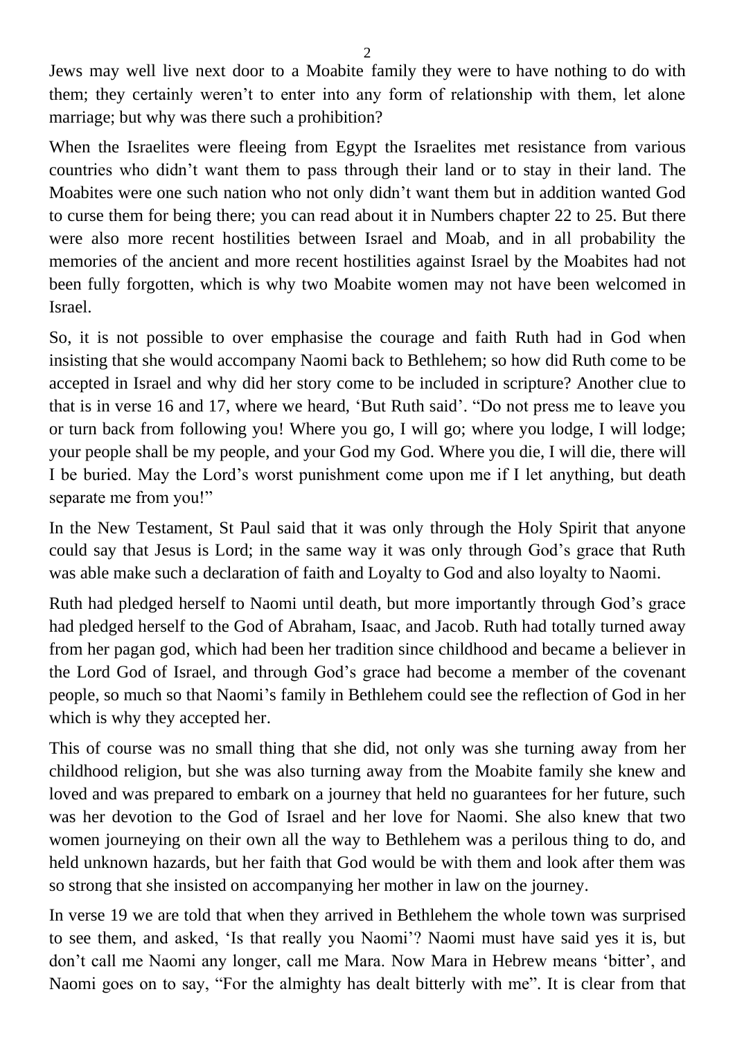Jews may well live next door to a Moabite family they were to have nothing to do with them; they certainly weren't to enter into any form of relationship with them, let alone marriage; but why was there such a prohibition?

When the Israelites were fleeing from Egypt the Israelites met resistance from various countries who didn't want them to pass through their land or to stay in their land. The Moabites were one such nation who not only didn't want them but in addition wanted God to curse them for being there; you can read about it in Numbers chapter 22 to 25. But there were also more recent hostilities between Israel and Moab, and in all probability the memories of the ancient and more recent hostilities against Israel by the Moabites had not been fully forgotten, which is why two Moabite women may not have been welcomed in Israel.

So, it is not possible to over emphasise the courage and faith Ruth had in God when insisting that she would accompany Naomi back to Bethlehem; so how did Ruth come to be accepted in Israel and why did her story come to be included in scripture? Another clue to that is in verse 16 and 17, where we heard, 'But Ruth said'. "Do not press me to leave you or turn back from following you! Where you go, I will go; where you lodge, I will lodge; your people shall be my people, and your God my God. Where you die, I will die, there will I be buried. May the Lord's worst punishment come upon me if I let anything, but death separate me from you!"

In the New Testament, St Paul said that it was only through the Holy Spirit that anyone could say that Jesus is Lord; in the same way it was only through God's grace that Ruth was able make such a declaration of faith and Loyalty to God and also loyalty to Naomi.

Ruth had pledged herself to Naomi until death, but more importantly through God's grace had pledged herself to the God of Abraham, Isaac, and Jacob. Ruth had totally turned away from her pagan god, which had been her tradition since childhood and became a believer in the Lord God of Israel, and through God's grace had become a member of the covenant people, so much so that Naomi's family in Bethlehem could see the reflection of God in her which is why they accepted her.

This of course was no small thing that she did, not only was she turning away from her childhood religion, but she was also turning away from the Moabite family she knew and loved and was prepared to embark on a journey that held no guarantees for her future, such was her devotion to the God of Israel and her love for Naomi. She also knew that two women journeying on their own all the way to Bethlehem was a perilous thing to do, and held unknown hazards, but her faith that God would be with them and look after them was so strong that she insisted on accompanying her mother in law on the journey.

In verse 19 we are told that when they arrived in Bethlehem the whole town was surprised to see them, and asked, 'Is that really you Naomi'? Naomi must have said yes it is, but don't call me Naomi any longer, call me Mara. Now Mara in Hebrew means 'bitter', and Naomi goes on to say, "For the almighty has dealt bitterly with me". It is clear from that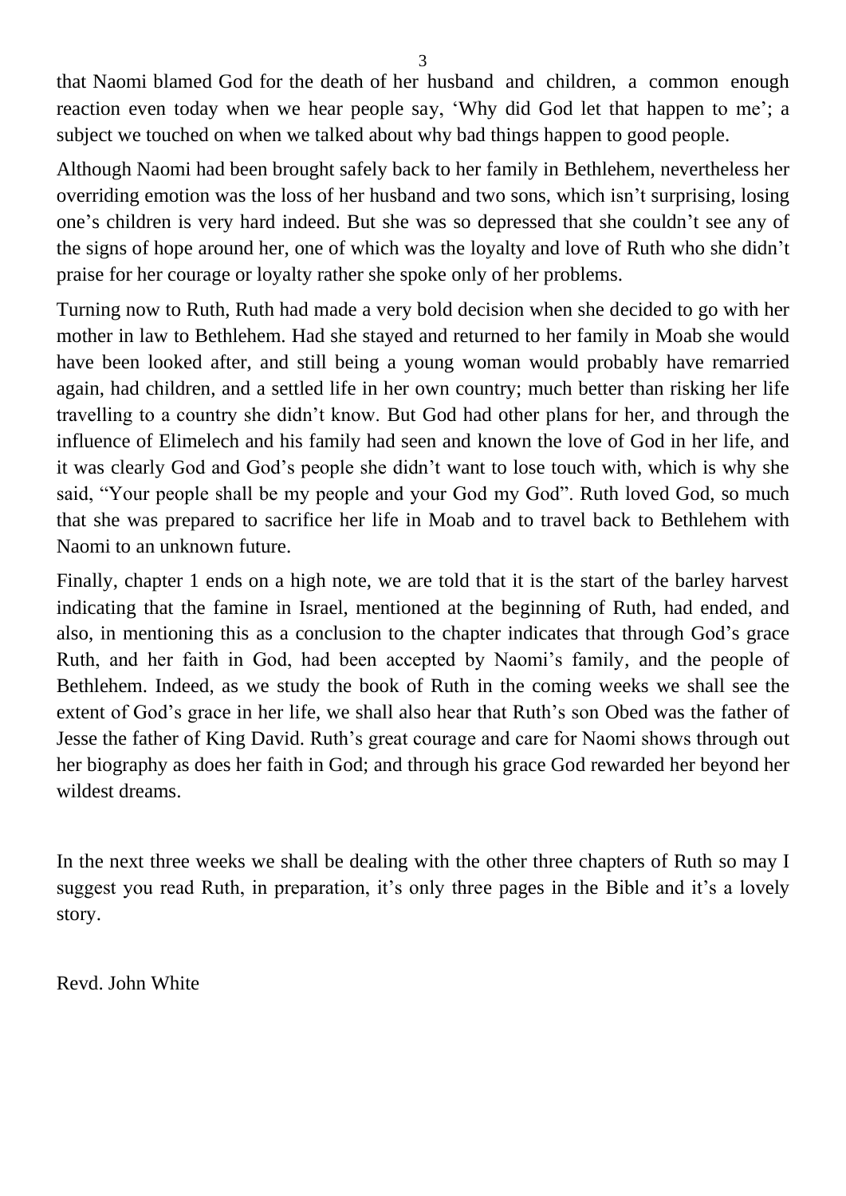that Naomi blamed God for the death of her husband and children, a common enough reaction even today when we hear people say, 'Why did God let that happen to me'; a subject we touched on when we talked about why bad things happen to good people.

Although Naomi had been brought safely back to her family in Bethlehem, nevertheless her overriding emotion was the loss of her husband and two sons, which isn't surprising, losing one's children is very hard indeed. But she was so depressed that she couldn't see any of the signs of hope around her, one of which was the loyalty and love of Ruth who she didn't praise for her courage or loyalty rather she spoke only of her problems.

Turning now to Ruth, Ruth had made a very bold decision when she decided to go with her mother in law to Bethlehem. Had she stayed and returned to her family in Moab she would have been looked after, and still being a young woman would probably have remarried again, had children, and a settled life in her own country; much better than risking her life travelling to a country she didn't know. But God had other plans for her, and through the influence of Elimelech and his family had seen and known the love of God in her life, and it was clearly God and God's people she didn't want to lose touch with, which is why she said, "Your people shall be my people and your God my God". Ruth loved God, so much that she was prepared to sacrifice her life in Moab and to travel back to Bethlehem with Naomi to an unknown future.

Finally, chapter 1 ends on a high note, we are told that it is the start of the barley harvest indicating that the famine in Israel, mentioned at the beginning of Ruth, had ended, and also, in mentioning this as a conclusion to the chapter indicates that through God's grace Ruth, and her faith in God, had been accepted by Naomi's family, and the people of Bethlehem. Indeed, as we study the book of Ruth in the coming weeks we shall see the extent of God's grace in her life, we shall also hear that Ruth's son Obed was the father of Jesse the father of King David. Ruth's great courage and care for Naomi shows through out her biography as does her faith in God; and through his grace God rewarded her beyond her wildest dreams.

In the next three weeks we shall be dealing with the other three chapters of Ruth so may I suggest you read Ruth, in preparation, it's only three pages in the Bible and it's a lovely story.

Revd. John White